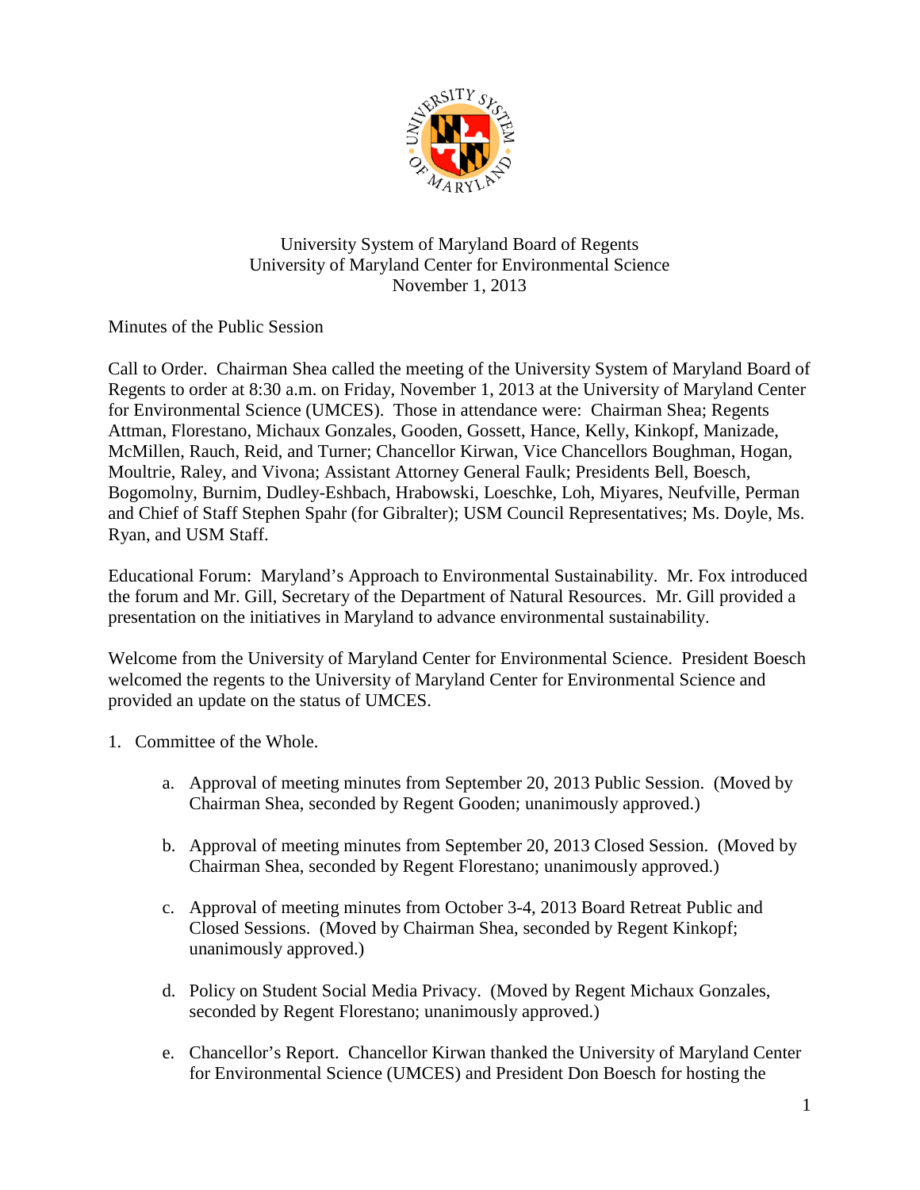University System of Maryland Board of Regents
University of Maryland Center for Environmental Science
November 1, 2013

Minutes of the Public Session

Call to Order. Chairman Shea called the meeting of the University System of Maryland Board of Regents to order at 8:30 a.m. on Friday, November 1, 2013 at the University of Maryland Center for Environmental Science (UMCES). Those in attendance were: Chairman Shea; Regents Attman, Florestano, Michaux Gonzales, Gooden, Gossett, Hance, Kelly, Kinkopf, Manizade, McMillen, Rauch, Reid, and Turner; Chancellor Kirwan, Vice Chancellors Boughman, Hogan, Moultrie, Raley, and Vivona; Assistant Attorney General Faulk; Presidents Bell, Boesch, Bogomolny, Burnim, Dudley-Eshbach, Hrabowski, Loeschke, Loh, Miyares, Neufville, Perman and Chief of Staff Stephen Spahr (for Gibralter); USM Council Representatives; Ms. Doyle, Ms. Ryan, and USM Staff.

Educational Forum: Maryland's Approach to Environmental Sustainability. Mr. Fox introduced the forum and Mr. Gill, Secretary of the Department of Natural Resources. Mr. Gill provided a presentation on the initiatives in Maryland to advance environmental sustainability.

Welcome from the University of Maryland Center for Environmental Science. President Boesch welcomed the regents to the University of Maryland Center for Environmental Science and provided an update on the status of UMCES.

1. Committee of the Whole.

   a. Approval of meeting minutes from September 20, 2013 Public Session. (Moved by Chairman Shea, seconded by Regent Gooden; unanimously approved.)

   b. Approval of meeting minutes from September 20, 2013 Closed Session. (Moved by Chairman Shea, seconded by Regent Florestano; unanimously approved.)

   c. Approval of meeting minutes from October 3-4, 2013 Board Retreat Public and Closed Sessions. (Moved by Chairman Shea, seconded by Regent Kinkopf; unanimously approved.)

   d. Policy on Student Social Media Privacy. (Moved by Regent Michaux Gonzales, seconded by Regent Florestano; unanimously approved.)

   e. Chancellor's Report. Chancellor Kirwan thanked the University of Maryland Center for Environmental Science (UMCES) and President Don Boesch for hosting the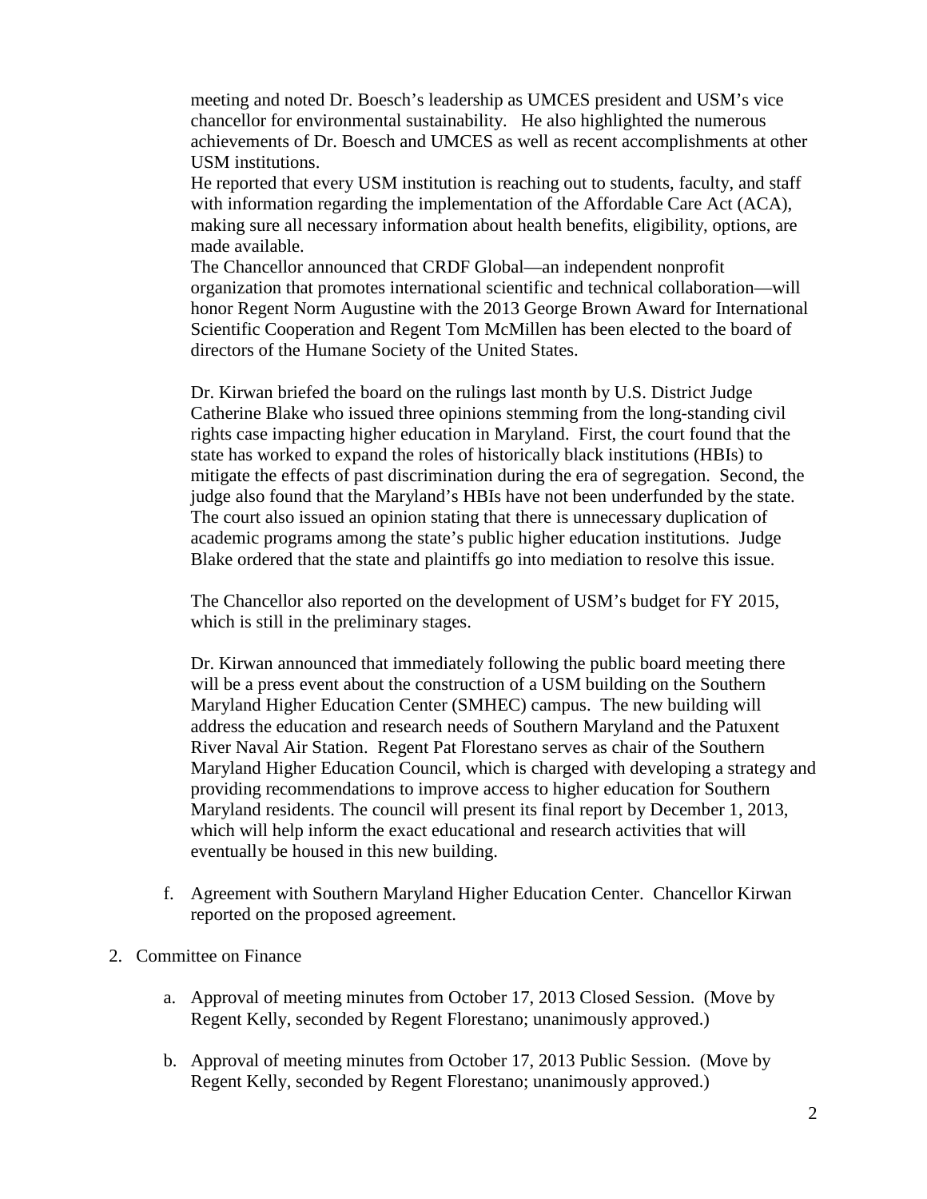meeting and noted Dr. Boesch's leadership as UMCES president and USM's vice chancellor for environmental sustainability. He also highlighted the numerous achievements of Dr. Boesch and UMCES as well as recent accomplishments at other USM institutions.

He reported that every USM institution is reaching out to students, faculty, and staff with information regarding the implementation of the Affordable Care Act (ACA), making sure all necessary information about health benefits, eligibility, options, are made available.

The Chancellor announced that CRDF Global—an independent nonprofit organization that promotes international scientific and technical collaboration—will honor Regent Norm Augustine with the 2013 George Brown Award for International Scientific Cooperation and Regent Tom McMillen has been elected to the board of directors of the Humane Society of the United States.

Dr. Kirwan briefed the board on the rulings last month by U.S. District Judge Catherine Blake who issued three opinions stemming from the long-standing civil rights case impacting higher education in Maryland. First, the court found that the state has worked to expand the roles of historically black institutions (HBIs) to mitigate the effects of past discrimination during the era of segregation. Second, the judge also found that the Maryland's HBIs have not been underfunded by the state. The court also issued an opinion stating that there is unnecessary duplication of academic programs among the state's public higher education institutions. Judge Blake ordered that the state and plaintiffs go into mediation to resolve this issue.

The Chancellor also reported on the development of USM's budget for FY 2015, which is still in the preliminary stages.

Dr. Kirwan announced that immediately following the public board meeting there will be a press event about the construction of a USM building on the Southern Maryland Higher Education Center (SMHEC) campus. The new building will address the education and research needs of Southern Maryland and the Patuxent River Naval Air Station. Regent Pat Florestano serves as chair of the Southern Maryland Higher Education Council, which is charged with developing a strategy and providing recommendations to improve access to higher education for Southern Maryland residents. The council will present its final report by December 1, 2013, which will help inform the exact educational and research activities that will eventually be housed in this new building.

f. Agreement with Southern Maryland Higher Education Center. Chancellor Kirwan reported on the proposed agreement.

2. Committee on Finance

   a. Approval of meeting minutes from October 17, 2013 Closed Session. (Move by Regent Kelly, seconded by Regent Florestano; unanimously approved.)

   b. Approval of meeting minutes from October 17, 2013 Public Session. (Move by Regent Kelly, seconded by Regent Florestano; unanimously approved.)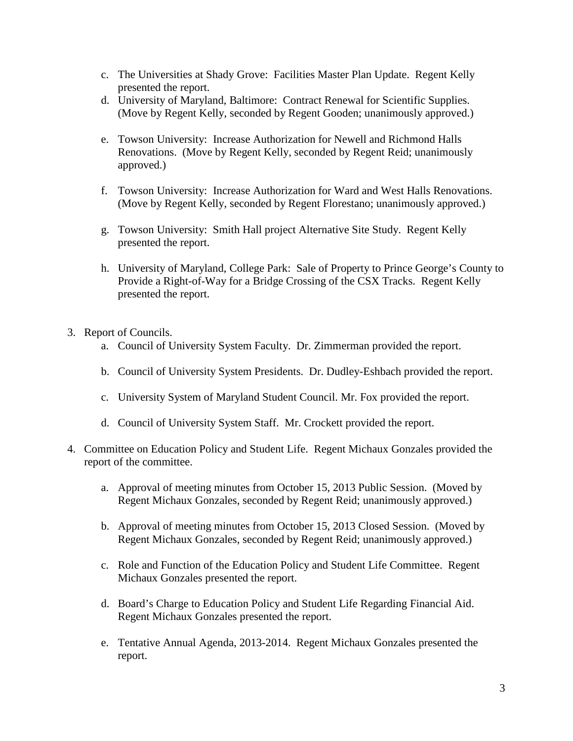c. The Universities at Shady Grove: Facilities Master Plan Update. Regent Kelly presented the report.

d. University of Maryland, Baltimore: Contract Renewal for Scientific Supplies. (Move by Regent Kelly, seconded by Regent Gooden; unanimously approved.)

e. Towson University: Increase Authorization for Newell and Richmond Halls Renovations. (Move by Regent Kelly, seconded by Regent Reid; unanimously approved.)

f. Towson University: Increase Authorization for Ward and West Halls Renovations. (Move by Regent Kelly, seconded by Regent Florestano; unanimously approved.)

g. Towson University: Smith Hall project Alternative Site Study. Regent Kelly presented the report.

h. University of Maryland, College Park: Sale of Property to Prince George's County to Provide a Right-of-Way for a Bridge Crossing of the CSX Tracks. Regent Kelly presented the report.

3. Report of Councils.

   a. Council of University System Faculty. Dr. Zimmerman provided the report.

   b. Council of University System Presidents. Dr. Dudley-Eshbach provided the report.

   c. University System of Maryland Student Council. Mr. Fox provided the report.

   d. Council of University System Staff. Mr. Crockett provided the report.

4. Committee on Education Policy and Student Life. Regent Michaux Gonzales provided the report of the committee.

   a. Approval of meeting minutes from October 15, 2013 Public Session. (Moved by Regent Michaux Gonzales, seconded by Regent Reid; unanimously approved.)

   b. Approval of meeting minutes from October 15, 2013 Closed Session. (Moved by Regent Michaux Gonzales, seconded by Regent Reid; unanimously approved.)

   c. Role and Function of the Education Policy and Student Life Committee. Regent Michaux Gonzales presented the report.

   d. Board's Charge to Education Policy and Student Life Regarding Financial Aid. Regent Michaux Gonzales presented the report.

   e. Tentative Annual Agenda, 2013-2014. Regent Michaux Gonzales presented the report.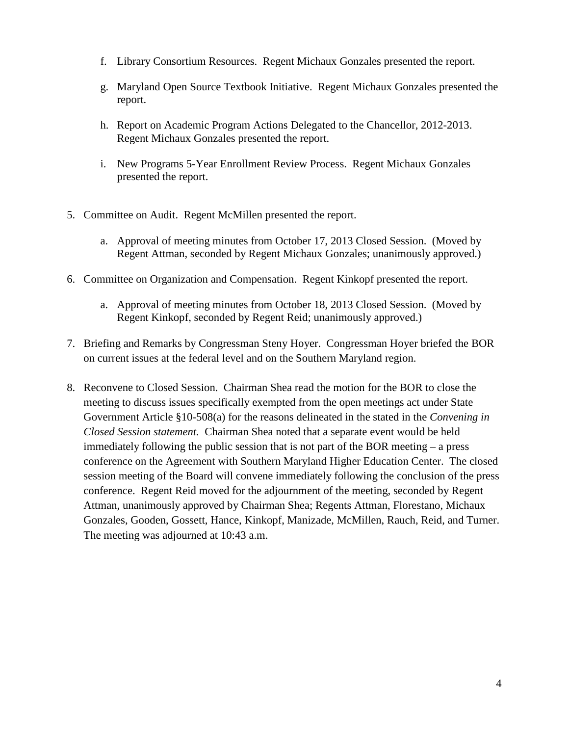f. Library Consortium Resources. Regent Michaux Gonzales presented the report.

   g. Maryland Open Source Textbook Initiative. Regent Michaux Gonzales presented the report.

   h. Report on Academic Program Actions Delegated to the Chancellor, 2012-2013. Regent Michaux Gonzales presented the report.

   i. New Programs 5-Year Enrollment Review Process. Regent Michaux Gonzales presented the report.

5. Committee on Audit. Regent McMillen presented the report.

   a. Approval of meeting minutes from October 17, 2013 Closed Session. (Moved by Regent Attman, seconded by Regent Michaux Gonzales; unanimously approved.)

6. Committee on Organization and Compensation. Regent Kinkopf presented the report.

   a. Approval of meeting minutes from October 18, 2013 Closed Session. (Moved by Regent Kinkopf, seconded by Regent Reid; unanimously approved.)

7. Briefing and Remarks by Congressman Steny Hoyer. Congressman Hoyer briefed the BOR on current issues at the federal level and on the Southern Maryland region.

8. Reconvene to Closed Session. Chairman Shea read the motion for the BOR to close the meeting to discuss issues specifically exempted from the open meetings act under State Government Article §10-508(a) for the reasons delineated in the stated in the *Convening in Closed Session statement.* Chairman Shea noted that a separate event would be held immediately following the public session that is not part of the BOR meeting – a press conference on the Agreement with Southern Maryland Higher Education Center. The closed session meeting of the Board will convene immediately following the conclusion of the press conference. Regent Reid moved for the adjournment of the meeting, seconded by Regent Attman, unanimously approved by Chairman Shea; Regents Attman, Florestano, Michaux Gonzales, Gooden, Gossett, Hance, Kinkopf, Manizade, McMillen, Rauch, Reid, and Turner. The meeting was adjourned at 10:43 a.m.